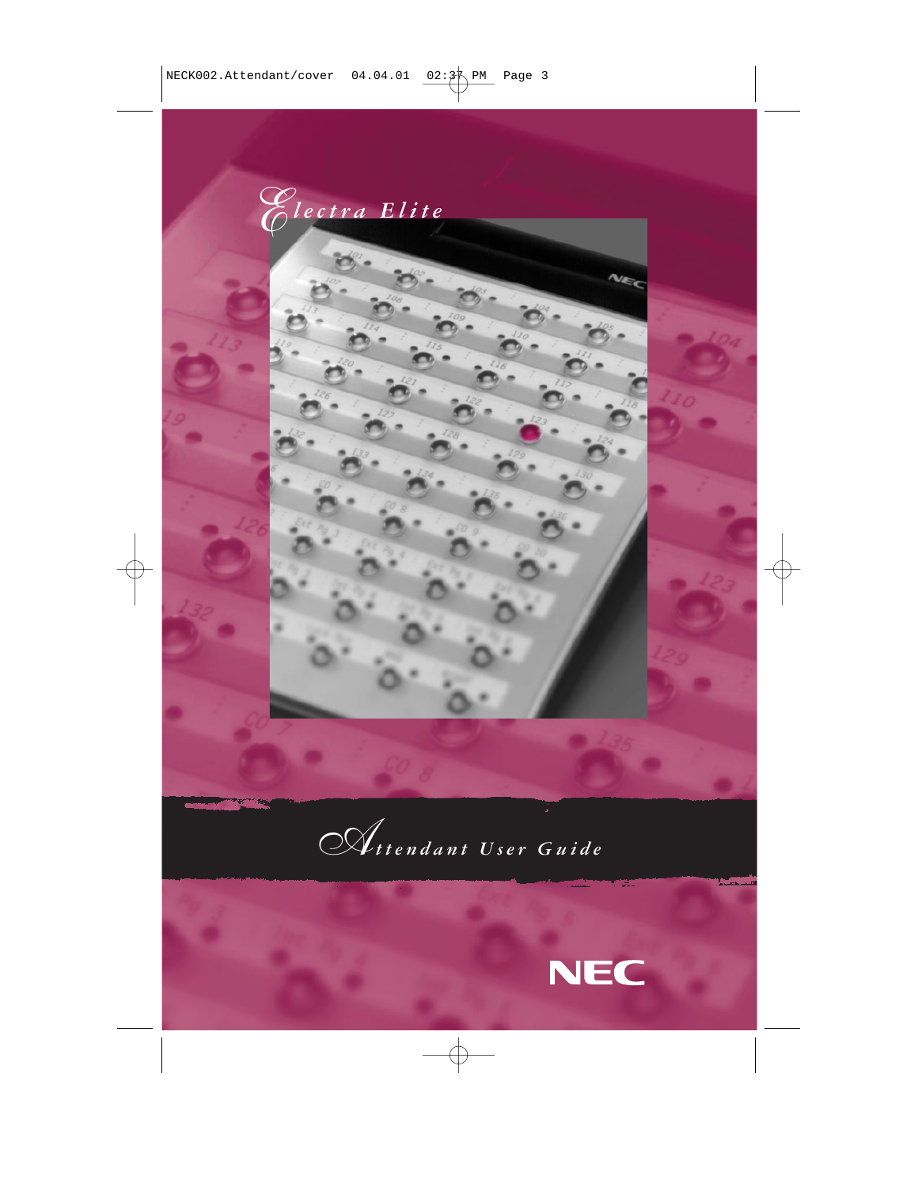# Electra Elite

## Attendant User Guide

NEC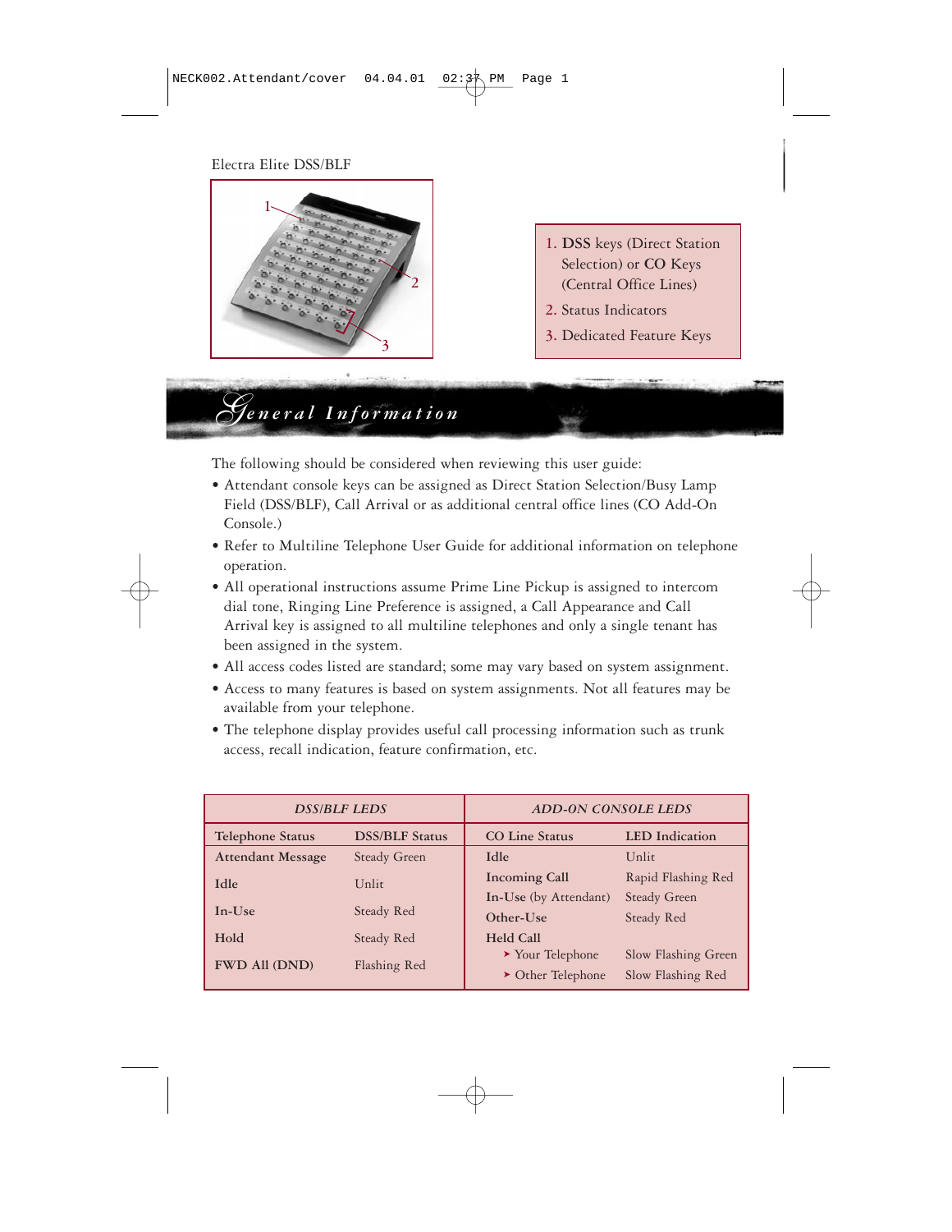Electra Elite DSS/BLF

1. DSS keys (Direct Station Selection) or CO Keys (Central Office Lines)
2. Status Indicators
3. Dedicated Feature Keys

# General Information

The following should be considered when reviewing this user guide:

- Attendant console keys can be assigned as Direct Station Selection/Busy Lamp Field (DSS/BLF), Call Arrival or as additional central office lines (CO Add-On Console.)
- Refer to Multiline Telephone User Guide for additional information on telephone operation.
- All operational instructions assume Prime Line Pickup is assigned to intercom dial tone, Ringing Line Preference is assigned, a Call Appearance and Call Arrival key is assigned to all multiline telephones and only a single tenant has been assigned in the system.
- All access codes listed are standard; some may vary based on system assignment.
- Access to many features is based on system assignments. Not all features may be available from your telephone.
- The telephone display provides useful call processing information such as trunk access, recall indication, feature confirmation, etc.

| *DSS/BLF LEDS* | | *ADD-ON CONSOLE LEDS* | |
|---|---|---|---|
| **Telephone Status** | **DSS/BLF Status** | **CO Line Status** | **LED Indication** |
| **Attendant Message** | Steady Green | **Idle** | Unlit |
| **Idle** | Unlit | **Incoming Call** | Rapid Flashing Red |
| **In-Use** | Steady Red | **In-Use** (by Attendant) | Steady Green |
| **Hold** | Steady Red | **Other-Use** | Steady Red |
| **FWD All (DND)** | Flashing Red | **Held Call** | |
| | | ➤ Your Telephone | Slow Flashing Green |
| | | ➤ Other Telephone | Slow Flashing Red |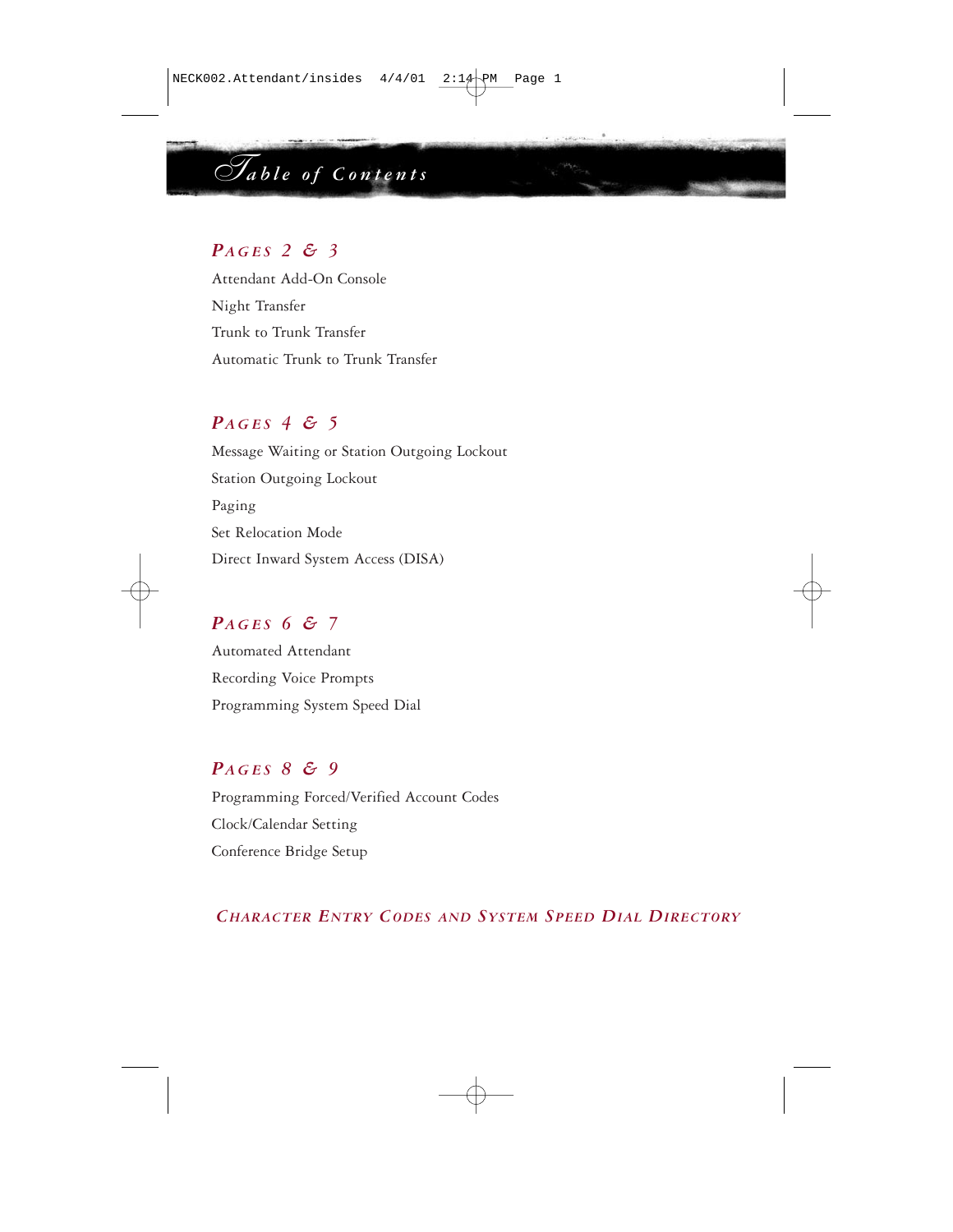# Table of Contents

## *PAGES 2 & 3*

Attendant Add-On Console

Night Transfer

Trunk to Trunk Transfer

Automatic Trunk to Trunk Transfer

## *PAGES 4 & 5*

Message Waiting or Station Outgoing Lockout

Station Outgoing Lockout

Paging

Set Relocation Mode

Direct Inward System Access (DISA)

## *PAGES 6 & 7*

Automated Attendant

Recording Voice Prompts

Programming System Speed Dial

## *PAGES 8 & 9*

Programming Forced/Verified Account Codes

Clock/Calendar Setting

Conference Bridge Setup

## *CHARACTER ENTRY CODES AND SYSTEM SPEED DIAL DIRECTORY*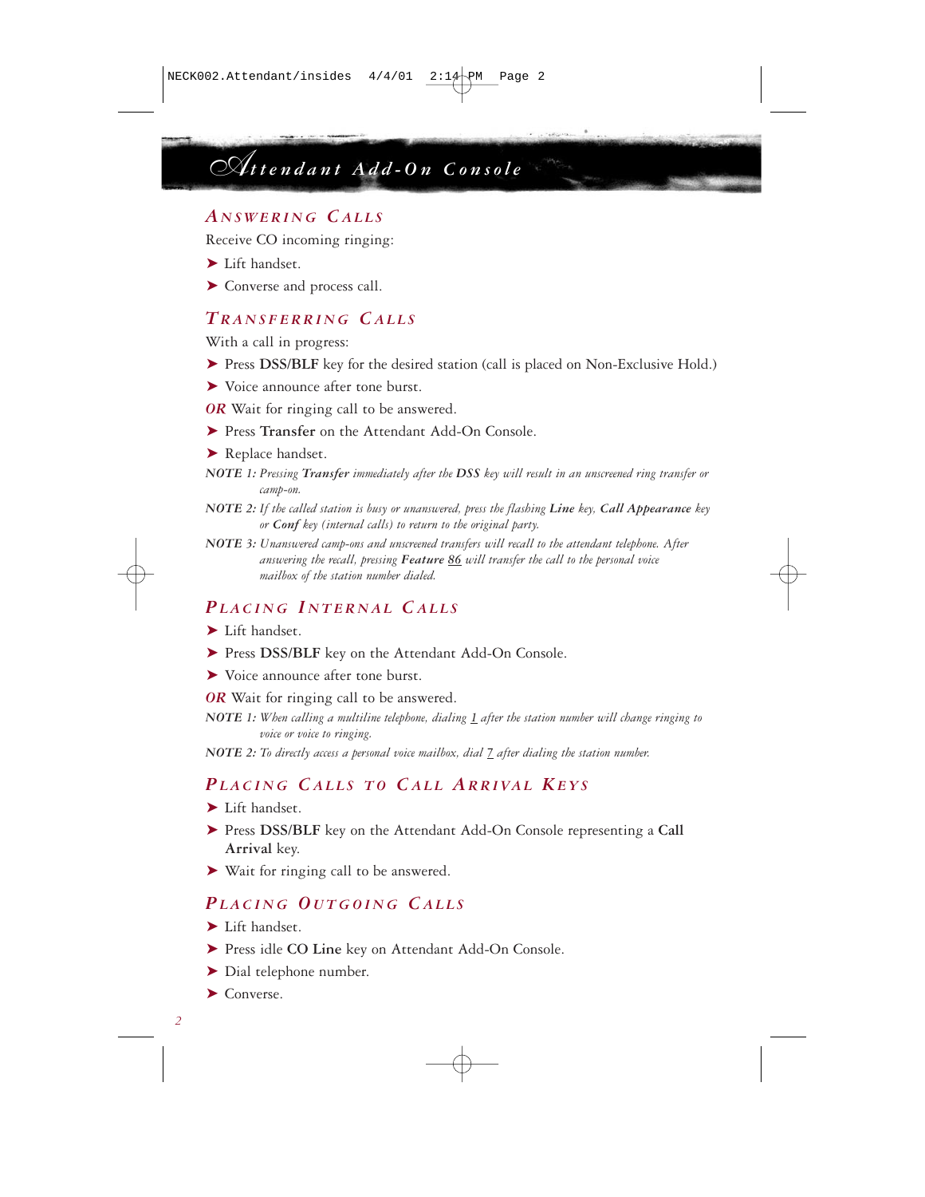# Attendant Add-On Console

## ANSWERING CALLS

Receive CO incoming ringing:

➤ Lift handset.

➤ Converse and process call.

## TRANSFERRING CALLS

With a call in progress:

➤ Press **DSS/BLF** key for the desired station (call is placed on Non-Exclusive Hold.)

➤ Voice announce after tone burst.

***OR*** Wait for ringing call to be answered.

➤ Press **Transfer** on the Attendant Add-On Console.

➤ Replace handset.

*NOTE 1: Pressing **Transfer** immediately after the **DSS** key will result in an unscreened ring transfer or camp-on.*

*NOTE 2: If the called station is busy or unanswered, press the flashing **Line** key, **Call Appearance** key or **Conf** key (internal calls) to return to the original party.*

*NOTE 3: Unanswered camp-ons and unscreened transfers will recall to the attendant telephone. After answering the recall, pressing **Feature** 86 will transfer the call to the personal voice mailbox of the station number dialed.*

## PLACING INTERNAL CALLS

➤ Lift handset.

➤ Press **DSS/BLF** key on the Attendant Add-On Console.

➤ Voice announce after tone burst.

***OR*** Wait for ringing call to be answered.

*NOTE 1: When calling a multiline telephone, dialing 1 after the station number will change ringing to voice or voice to ringing.*

*NOTE 2: To directly access a personal voice mailbox, dial 7 after dialing the station number.*

## PLACING CALLS TO CALL ARRIVAL KEYS

➤ Lift handset.

➤ Press **DSS/BLF** key on the Attendant Add-On Console representing a **Call Arrival** key.

➤ Wait for ringing call to be answered.

## PLACING OUTGOING CALLS

➤ Lift handset.

➤ Press idle **CO Line** key on Attendant Add-On Console.

➤ Dial telephone number.

➤ Converse.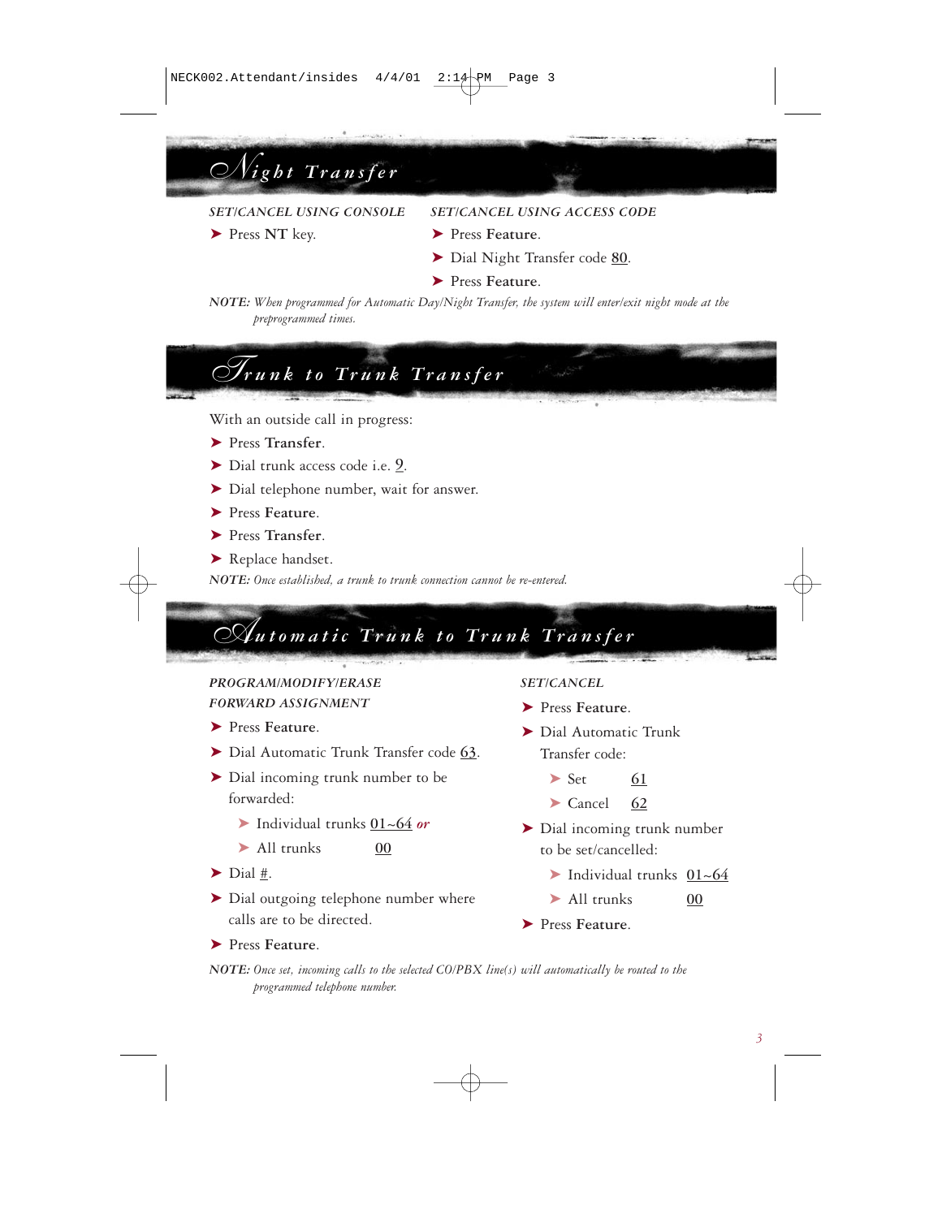# Night Transfer

*SET/CANCEL USING CONSOLE*

- Press **NT** key.

*SET/CANCEL USING ACCESS CODE*

- Press **Feature**.
- Dial Night Transfer code 80.
- Press **Feature**.

***NOTE:*** *When programmed for Automatic Day/Night Transfer, the system will enter/exit night mode at the preprogrammed times.*

# Trunk to Trunk Transfer

With an outside call in progress:

- Press **Transfer**.
- Dial trunk access code i.e. 9.
- Dial telephone number, wait for answer.
- Press **Feature**.
- Press **Transfer**.
- Replace handset.

***NOTE:*** *Once established, a trunk to trunk connection cannot be re-entered.*

# Automatic Trunk to Trunk Transfer

*PROGRAM/MODIFY/ERASE FORWARD ASSIGNMENT*

- Press **Feature**.
- Dial Automatic Trunk Transfer code 63.
- Dial incoming trunk number to be forwarded:
  - Individual trunks 01~64 *or*
  - All trunks 00
- Dial #.
- Dial outgoing telephone number where calls are to be directed.
- Press **Feature**.

*SET/CANCEL*

- Press **Feature**.
- Dial Automatic Trunk Transfer code:
  - Set 61
  - Cancel 62
- Dial incoming trunk number to be set/cancelled:
  - Individual trunks 01~64
  - All trunks 00
- Press **Feature**.

***NOTE:*** *Once set, incoming calls to the selected CO/PBX line(s) will automatically be routed to the programmed telephone number.*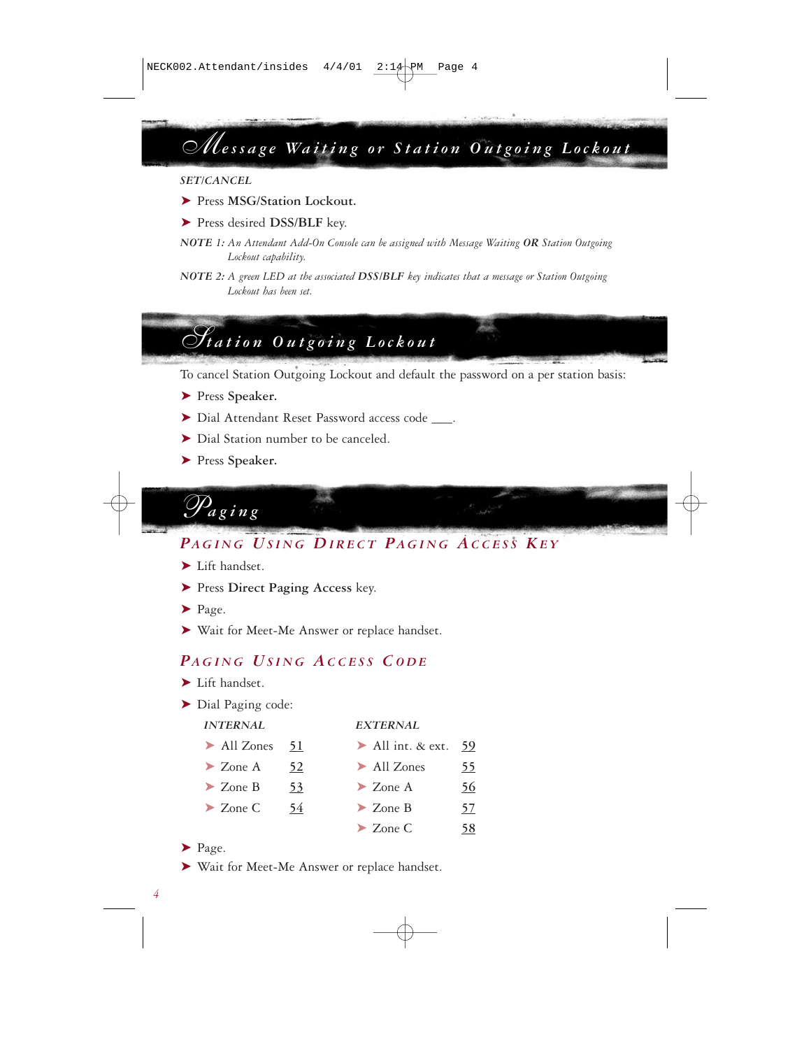## Message Waiting or Station Outgoing Lockout

*SET/CANCEL*

- Press **MSG/Station Lockout.**
- Press desired **DSS/BLF** key.

*NOTE 1: An Attendant Add-On Console can be assigned with Message Waiting **OR** Station Outgoing Lockout capability.*

*NOTE 2: A green LED at the associated **DSS/BLF** key indicates that a message or Station Outgoing Lockout has been set.*

## Station Outgoing Lockout

To cancel Station Outgoing Lockout and default the password on a per station basis:

- Press **Speaker.**
- Dial Attendant Reset Password access code ___.
- Dial Station number to be canceled.
- Press **Speaker.**

## Paging

### Paging Using Direct Paging Access Key

- Lift handset.
- Press **Direct Paging Access** key.
- Page.
- Wait for Meet-Me Answer or replace handset.

### Paging Using Access Code

- Lift handset.
- Dial Paging code:

| *INTERNAL* | | *EXTERNAL* | |
|---|---|---|---|
| All Zones | 51 | All int. & ext. | 59 |
| Zone A | 52 | All Zones | 55 |
| Zone B | 53 | Zone A | 56 |
| Zone C | 54 | Zone B | 57 |
| | | Zone C | 58 |

- Page.
- Wait for Meet-Me Answer or replace handset.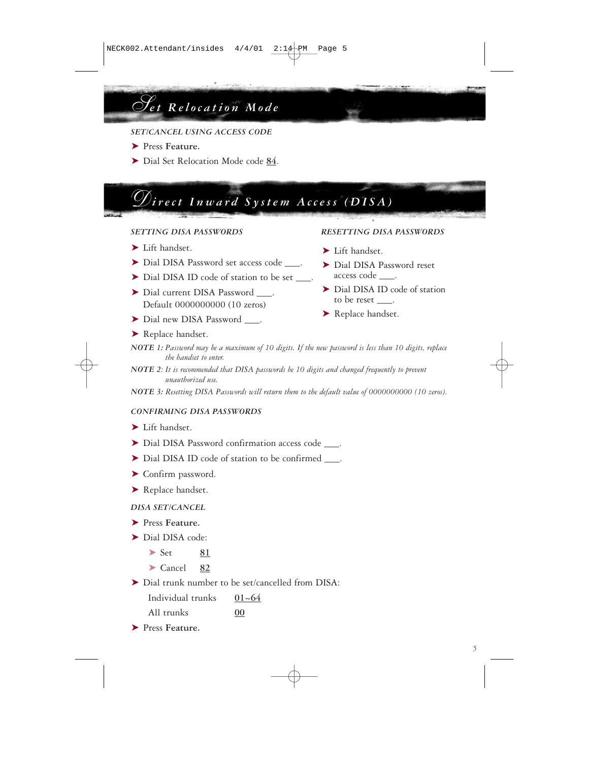# Set Relocation Mode

*SET/CANCEL USING ACCESS CODE*

- Press **Feature.**
- Dial Set Relocation Mode code 84.

# Direct Inward System Access (DISA)

*SETTING DISA PASSWORDS*

- Lift handset.
- Dial DISA Password set access code ___.
- Dial DISA ID code of station to be set ___.
- Dial current DISA Password ___. Default 0000000000 (10 zeros)
- Dial new DISA Password ___.
- Replace handset.

*RESETTING DISA PASSWORDS*

- Lift handset.
- Dial DISA Password reset access code ___.
- Dial DISA ID code of station to be reset ___.
- Replace handset.

**NOTE 1:** *Password may be a maximum of 10 digits. If the new password is less than 10 digits, replace the handset to enter.*

**NOTE 2:** *It is recommended that DISA passwords be 10 digits and changed frequently to prevent unauthorized use.*

**NOTE 3:** *Resetting DISA Passwords will return them to the default value of 0000000000 (10 zeros).*

*CONFIRMING DISA PASSWORDS*

- Lift handset.
- Dial DISA Password confirmation access code ___.
- Dial DISA ID code of station to be confirmed ___.
- Confirm password.
- Replace handset.

*DISA SET/CANCEL*

- Press **Feature.**
- Dial DISA code:
  - Set 81
  - Cancel 82
- Dial trunk number to be set/cancelled from DISA:

  | | |
  |---|---|
  | Individual trunks | 01~64 |
  | All trunks | 00 |

- Press **Feature.**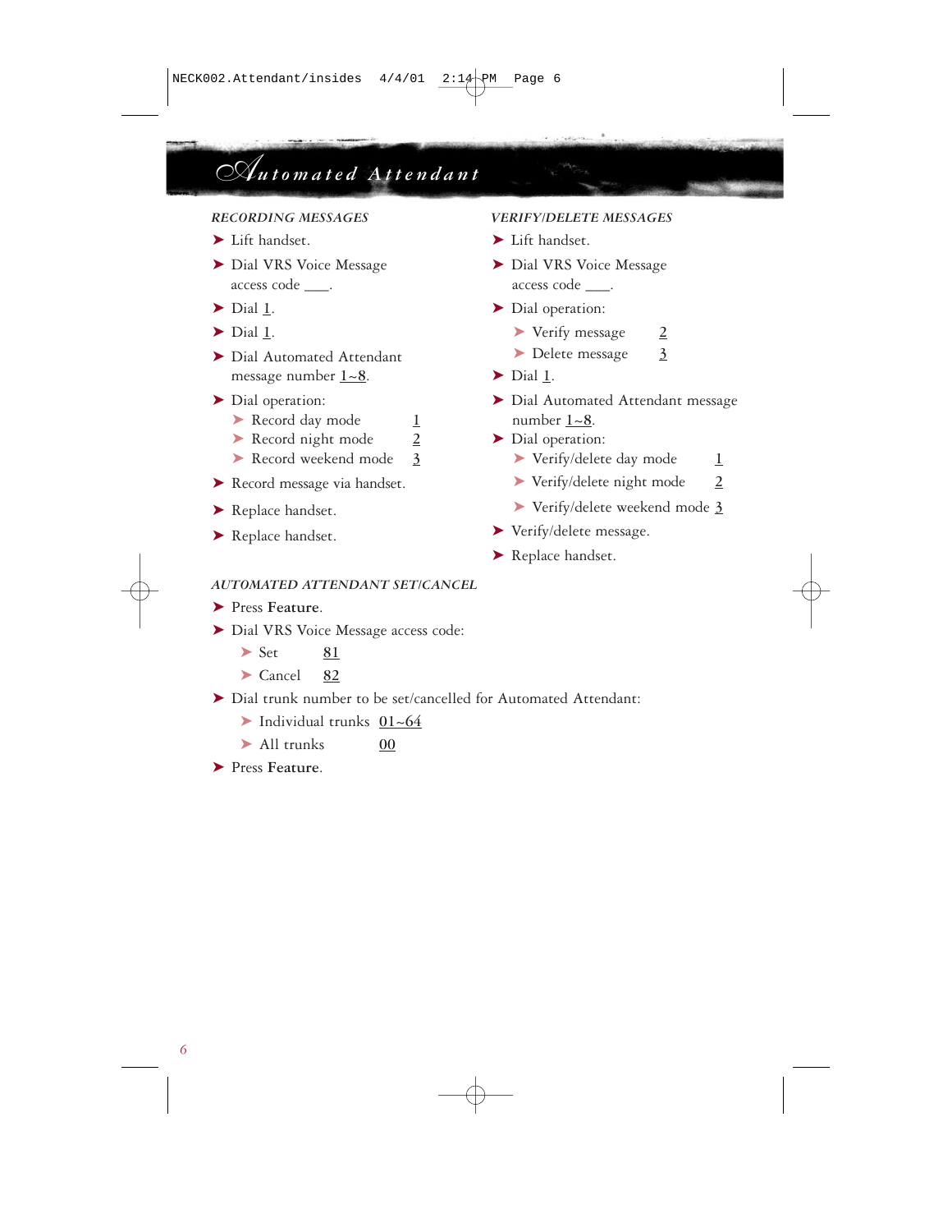# Automated Attendant

*RECORDING MESSAGES*

- Lift handset.
- Dial VRS Voice Message access code ___.
- Dial 1.
- Dial 1.
- Dial Automated Attendant message number 1~8.
- Dial operation:
  - Record day mode 1
  - Record night mode 2
  - Record weekend mode 3
- Record message via handset.
- Replace handset.
- Replace handset.

*VERIFY/DELETE MESSAGES*

- Lift handset.
- Dial VRS Voice Message access code ___.
- Dial operation:
  - Verify message 2
  - Delete message 3
- Dial 1.
- Dial Automated Attendant message number 1~8.
- Dial operation:
  - Verify/delete day mode 1
  - Verify/delete night mode 2
  - Verify/delete weekend mode 3
- Verify/delete message.
- Replace handset.

*AUTOMATED ATTENDANT SET/CANCEL*

- Press **Feature**.
- Dial VRS Voice Message access code:
  - Set 81
  - Cancel 82
- Dial trunk number to be set/cancelled for Automated Attendant:
  - Individual trunks 01~64
  - All trunks 00
- Press **Feature**.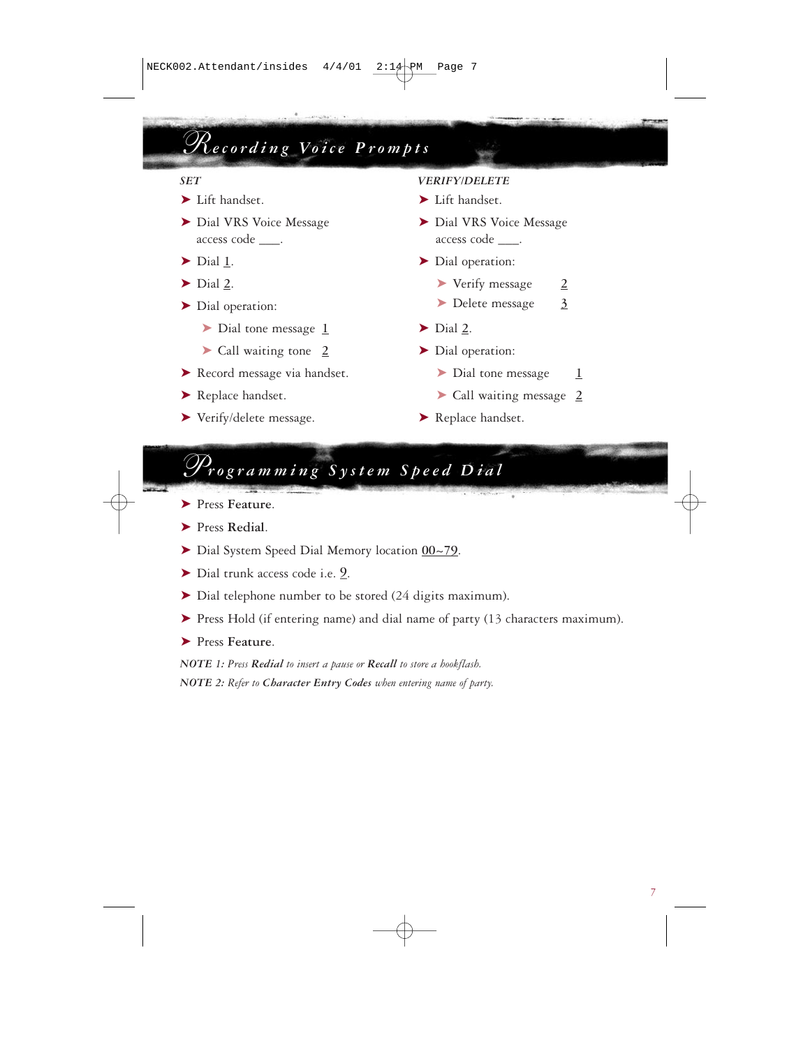# Recording Voice Prompts

***SET***

- Lift handset.
- Dial VRS Voice Message access code ___.
- Dial 1.
- Dial 2.
- Dial operation:
  - Dial tone message 1
  - Call waiting tone 2
- Record message via handset.
- Replace handset.
- Verify/delete message.

***VERIFY/DELETE***

- Lift handset.
- Dial VRS Voice Message access code ___.
- Dial operation:
  - Verify message 2
  - Delete message 3
- Dial 2.
- Dial operation:
  - Dial tone message 1
  - Call waiting message 2
- Replace handset.

# Programming System Speed Dial

- Press **Feature**.
- Press **Redial**.
- Dial System Speed Dial Memory location 00~79.
- Dial trunk access code i.e. 9.
- Dial telephone number to be stored (24 digits maximum).
- Press Hold (if entering name) and dial name of party (13 characters maximum).
- Press **Feature**.

***NOTE 1:*** *Press **Redial** to insert a pause or **Recall** to store a hookflash.*

***NOTE 2:*** *Refer to **Character Entry Codes** when entering name of party.*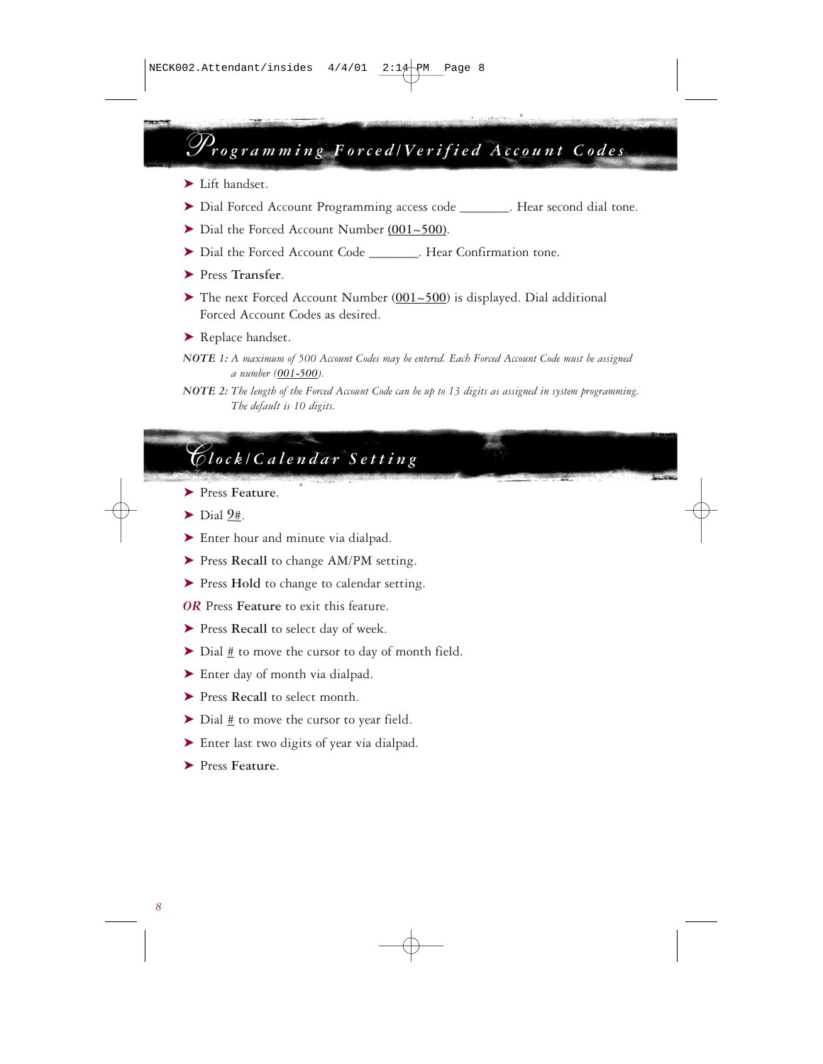## Programming Forced/Verified Account Codes

- Lift handset.
- Dial Forced Account Programming access code _______. Hear second dial tone.
- Dial the Forced Account Number (001~500).
- Dial the Forced Account Code _______. Hear Confirmation tone.
- Press **Transfer**.
- The next Forced Account Number (001~500) is displayed. Dial additional Forced Account Codes as desired.
- Replace handset.

*NOTE 1: A maximum of 500 Account Codes may be entered. Each Forced Account Code must be assigned a number (001-500).*

*NOTE 2: The length of the Forced Account Code can be up to 13 digits as assigned in system programming. The default is 10 digits.*

## Clock/Calendar Setting

- Press **Feature**.
- Dial 9#.
- Enter hour and minute via dialpad.
- Press **Recall** to change AM/PM setting.
- Press **Hold** to change to calendar setting.

*OR* Press **Feature** to exit this feature.

- Press **Recall** to select day of week.
- Dial # to move the cursor to day of month field.
- Enter day of month via dialpad.
- Press **Recall** to select month.
- Dial # to move the cursor to year field.
- Enter last two digits of year via dialpad.
- Press **Feature**.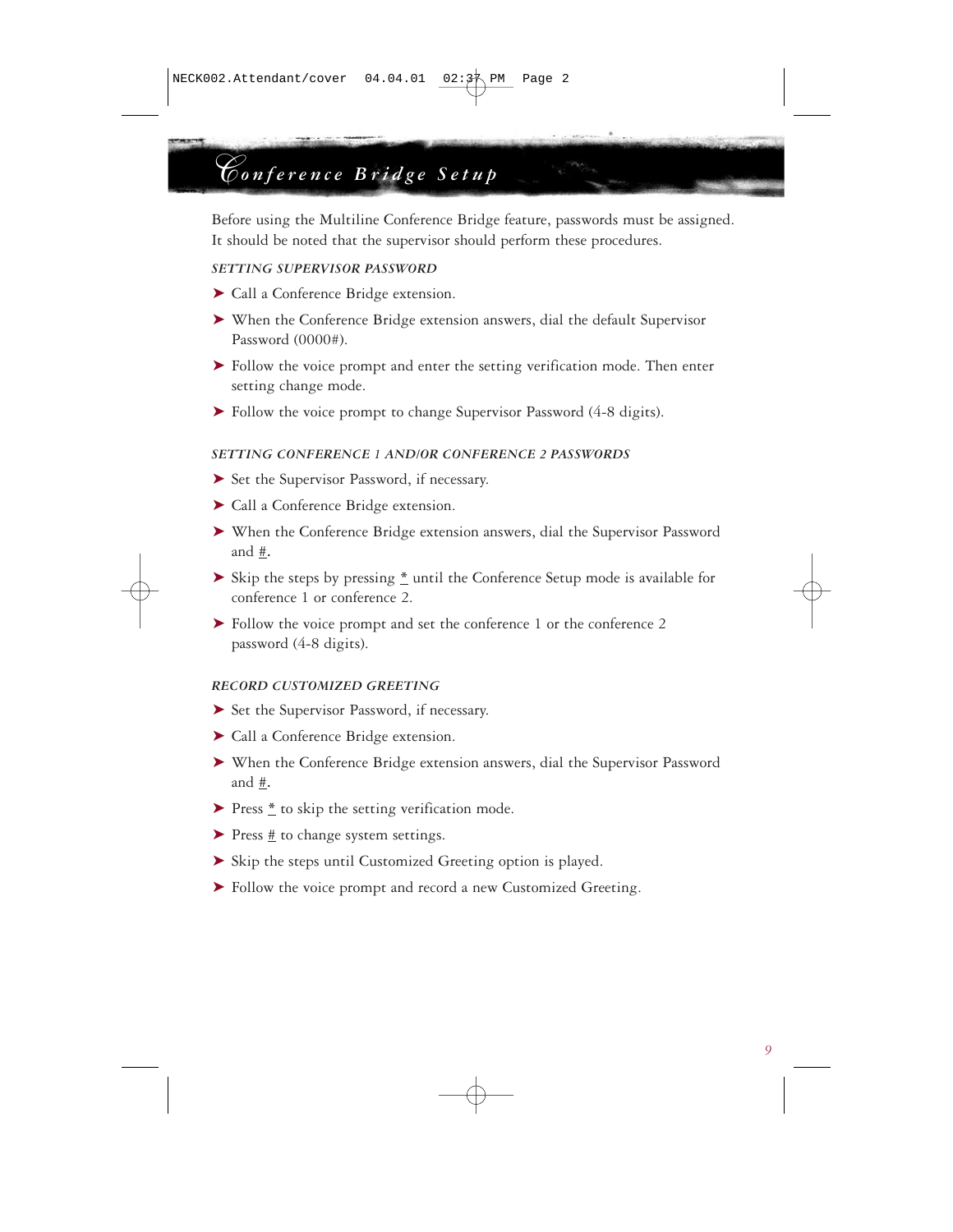# Conference Bridge Setup

Before using the Multiline Conference Bridge feature, passwords must be assigned. It should be noted that the supervisor should perform these procedures.

### *SETTING SUPERVISOR PASSWORD*

- Call a Conference Bridge extension.
- When the Conference Bridge extension answers, dial the default Supervisor Password (0000#).
- Follow the voice prompt and enter the setting verification mode. Then enter setting change mode.
- Follow the voice prompt to change Supervisor Password (4-8 digits).

### *SETTING CONFERENCE 1 AND/OR CONFERENCE 2 PASSWORDS*

- Set the Supervisor Password, if necessary.
- Call a Conference Bridge extension.
- When the Conference Bridge extension answers, dial the Supervisor Password and #.
- Skip the steps by pressing * until the Conference Setup mode is available for conference 1 or conference 2.
- Follow the voice prompt and set the conference 1 or the conference 2 password (4-8 digits).

### *RECORD CUSTOMIZED GREETING*

- Set the Supervisor Password, if necessary.
- Call a Conference Bridge extension.
- When the Conference Bridge extension answers, dial the Supervisor Password and #.
- Press * to skip the setting verification mode.
- Press # to change system settings.
- Skip the steps until Customized Greeting option is played.
- Follow the voice prompt and record a new Customized Greeting.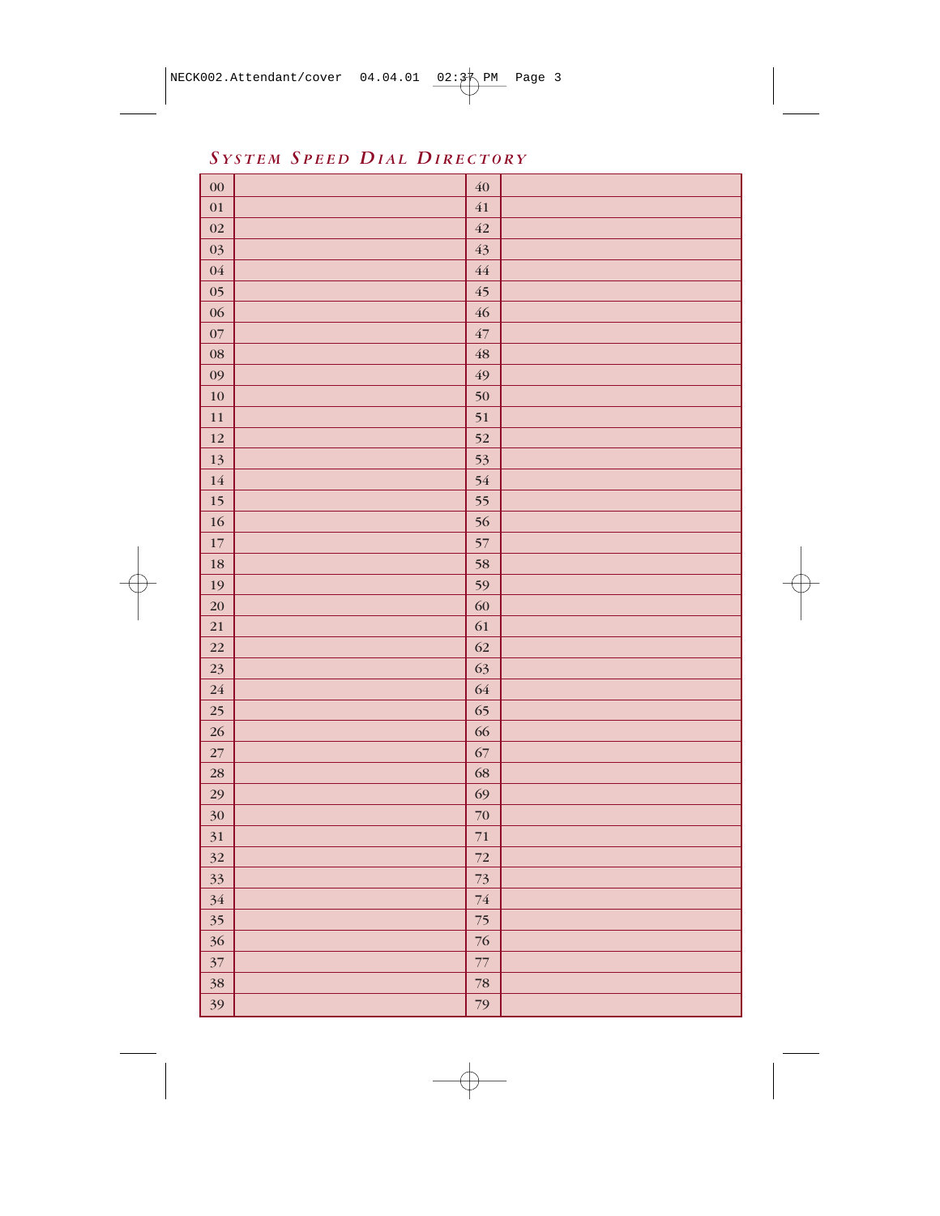## SYSTEM SPEED DIAL DIRECTORY

| | | | |
|---|---|---|---|
| 00 | | 40 | |
| 01 | | 41 | |
| 02 | | 42 | |
| 03 | | 43 | |
| 04 | | 44 | |
| 05 | | 45 | |
| 06 | | 46 | |
| 07 | | 47 | |
| 08 | | 48 | |
| 09 | | 49 | |
| 10 | | 50 | |
| 11 | | 51 | |
| 12 | | 52 | |
| 13 | | 53 | |
| 14 | | 54 | |
| 15 | | 55 | |
| 16 | | 56 | |
| 17 | | 57 | |
| 18 | | 58 | |
| 19 | | 59 | |
| 20 | | 60 | |
| 21 | | 61 | |
| 22 | | 62 | |
| 23 | | 63 | |
| 24 | | 64 | |
| 25 | | 65 | |
| 26 | | 66 | |
| 27 | | 67 | |
| 28 | | 68 | |
| 29 | | 69 | |
| 30 | | 70 | |
| 31 | | 71 | |
| 32 | | 72 | |
| 33 | | 73 | |
| 34 | | 74 | |
| 35 | | 75 | |
| 36 | | 76 | |
| 37 | | 77 | |
| 38 | | 78 | |
| 39 | | 79 | |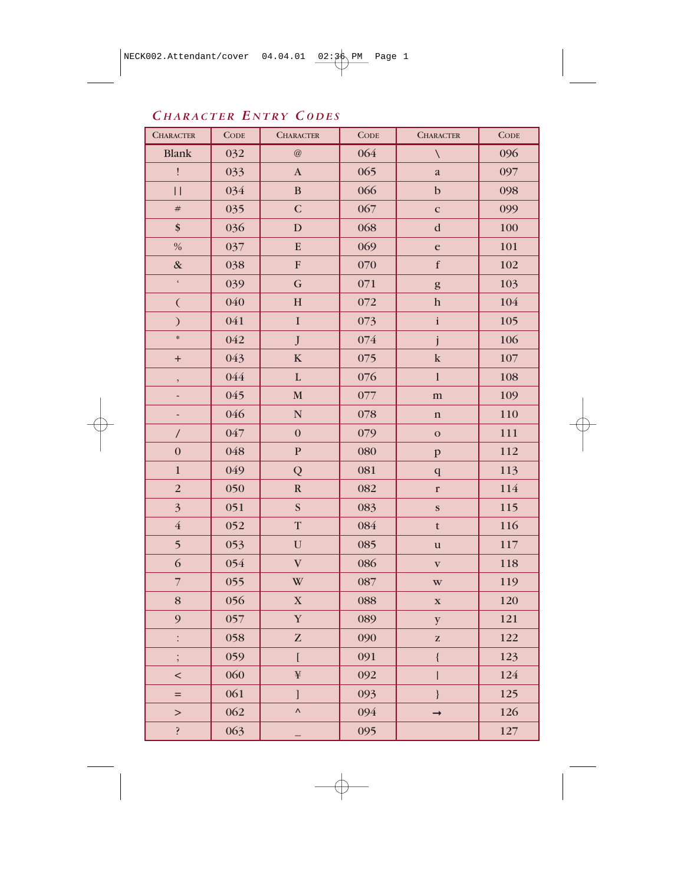## CHARACTER ENTRY CODES

| CHARACTER | CODE | CHARACTER | CODE | CHARACTER | CODE |
|---|---|---|---|---|---|
| Blank | 032 | @ | 064 | \ | 096 |
| ! | 033 | A | 065 | a | 097 |
| \|\| | 034 | B | 066 | b | 098 |
| # | 035 | C | 067 | c | 099 |
| $ | 036 | D | 068 | d | 100 |
| % | 037 | E | 069 | e | 101 |
| & | 038 | F | 070 | f | 102 |
| ' | 039 | G | 071 | g | 103 |
| ( | 040 | H | 072 | h | 104 |
| ) | 041 | I | 073 | i | 105 |
| * | 042 | J | 074 | j | 106 |
| + | 043 | K | 075 | k | 107 |
| , | 044 | L | 076 | l | 108 |
| - | 045 | M | 077 | m | 109 |
| - | 046 | N | 078 | n | 110 |
| / | 047 | 0 | 079 | o | 111 |
| 0 | 048 | P | 080 | p | 112 |
| 1 | 049 | Q | 081 | q | 113 |
| 2 | 050 | R | 082 | r | 114 |
| 3 | 051 | S | 083 | s | 115 |
| 4 | 052 | T | 084 | t | 116 |
| 5 | 053 | U | 085 | u | 117 |
| 6 | 054 | V | 086 | v | 118 |
| 7 | 055 | W | 087 | w | 119 |
| 8 | 056 | X | 088 | x | 120 |
| 9 | 057 | Y | 089 | y | 121 |
| : | 058 | Z | 090 | z | 122 |
| ; | 059 | [ | 091 | { | 123 |
| < | 060 | ¥ | 092 | \| | 124 |
| = | 061 | ] | 093 | } | 125 |
| > | 062 | ^ | 094 | → | 126 |
| ? | 063 | _ | 095 | | 127 |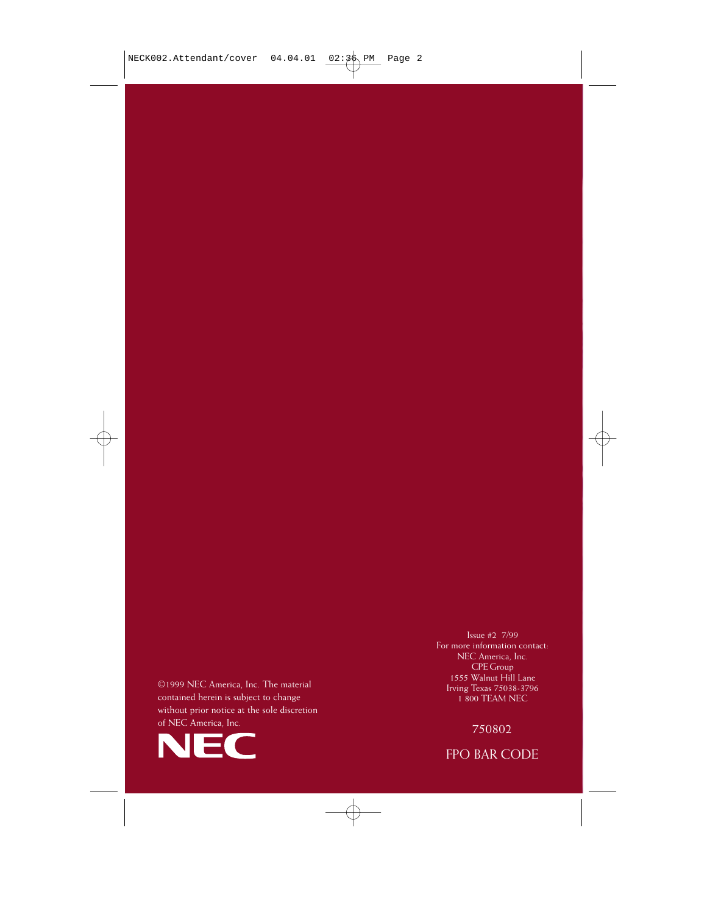©1999 NEC America, Inc. The material contained herein is subject to change without prior notice at the sole discretion of NEC America, Inc.

NEC

Issue #2 7/99
For more information contact:
NEC America, Inc.
CPE Group
1555 Walnut Hill Lane
Irving Texas 75038-3796
1 800 TEAM NEC

750802

FPO BAR CODE